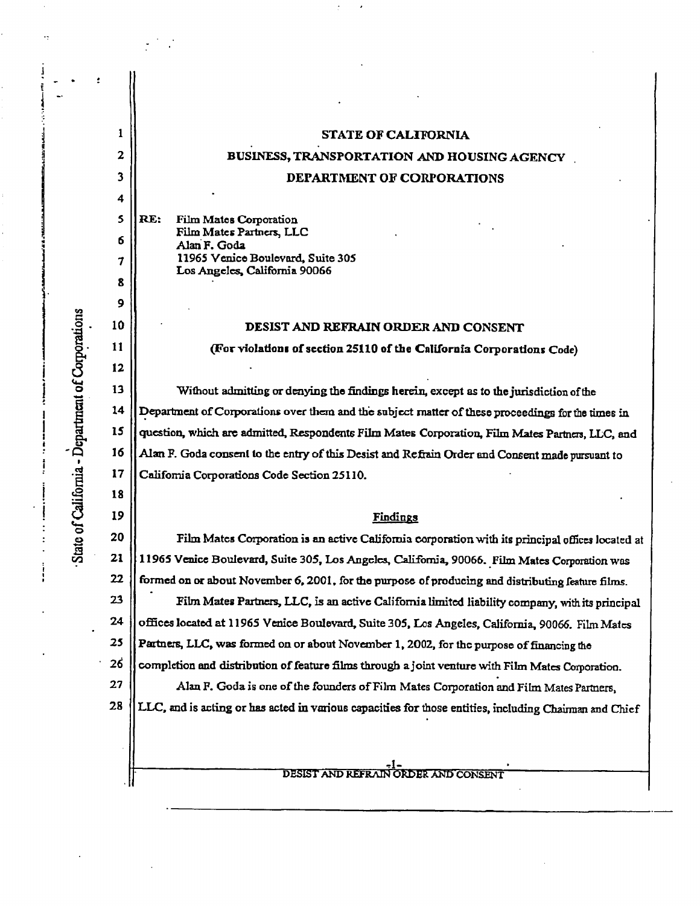**STATE OF CALIFORNIA**

**BUSINESS, TRANSPORTATION AND HOUSING AGENCY**

**DEPARTMENT OF CORPORATIONS**

**RE:** Film Mates Corporation
Film Mates Partners, LLC
Alan F. Goda
11965 Venice Boulevard, Suite 305
Los Angeles, California 90066

**DESIST AND REFRAIN ORDER AND CONSENT**

**(For violations of section 25110 of the California Corporations Code)**

Without admitting or denying the findings herein, except as to the jurisdiction of the Department of Corporations over them and the subject matter of these proceedings for the times in question, which are admitted, Respondents Film Mates Corporation, Film Mates Partners, LLC, and Alan F. Goda consent to the entry of this Desist and Refrain Order and Consent made pursuant to California Corporations Code Section 25110.

Findings

Film Mates Corporation is an active California corporation with its principal offices located at 11965 Venice Boulevard, Suite 305, Los Angeles, California, 90066. Film Mates Corporation was formed on or about November 6, 2001, for the purpose of producing and distributing feature films.

Film Mates Partners, LLC, is an active California limited liability company, with its principal offices located at 11965 Venice Boulevard, Suite 305, Los Angeles, California, 90066. Film Mates Partners, LLC, was formed on or about November 1, 2002, for the purpose of financing the completion and distribution of feature films through a joint venture with Film Mates Corporation.

Alan F. Goda is one of the founders of Film Mates Corporation and Film Mates Partners, LLC, and is acting or has acted in various capacities for those entities, including Chairman and Chief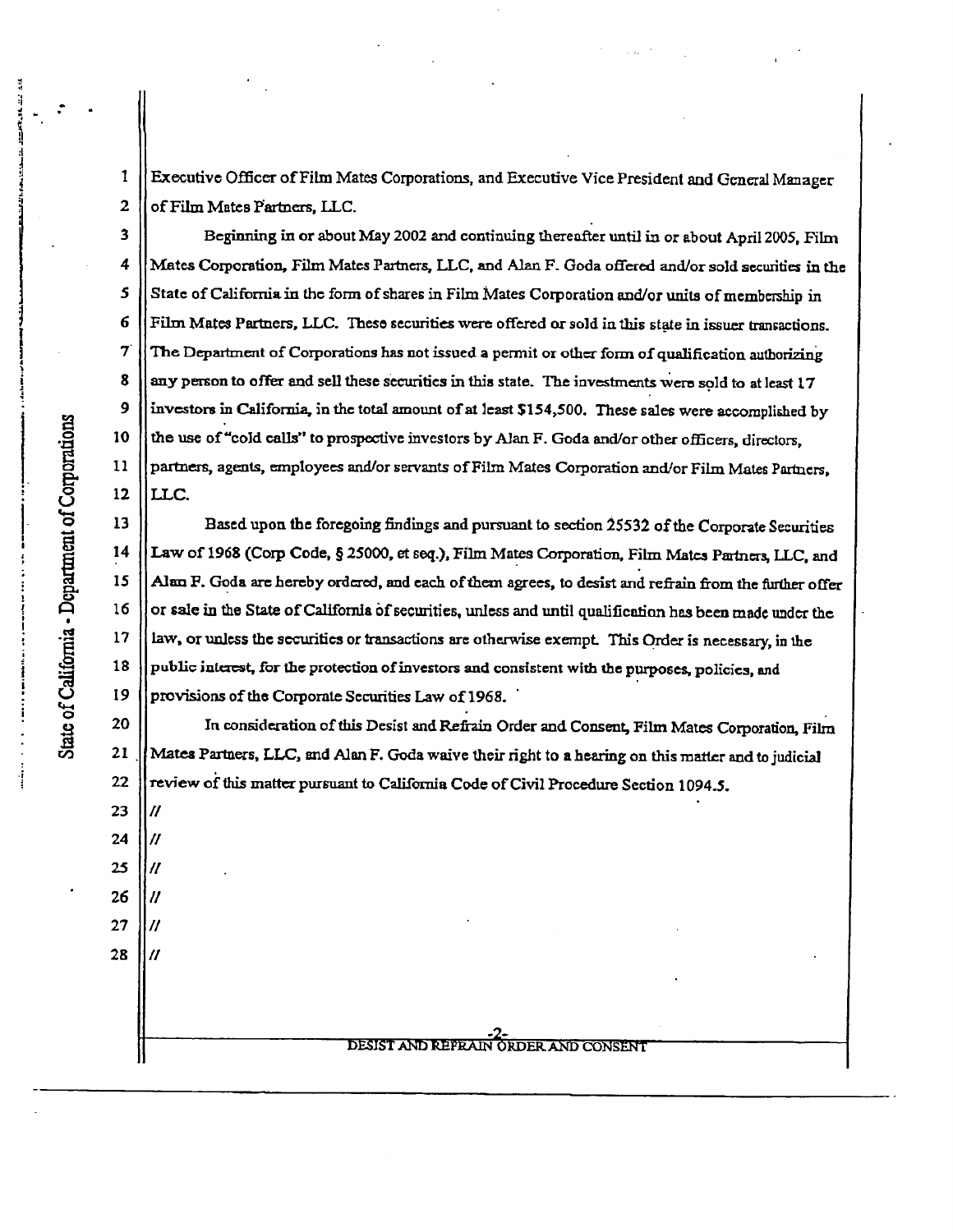Executive Officer of Film Mates Corporations, and Executive Vice President and General Manager of Film Mates Partners, LLC.

Beginning in or about May 2002 and continuing thereafter until in or about April 2005, Film Mates Corporation, Film Mates Partners, LLC, and Alan F. Goda offered and/or sold securities in the State of California in the form of shares in Film Mates Corporation and/or units of membership in Film Mates Partners, LLC. These securities were offered or sold in this state in issuer transactions. The Department of Corporations has not issued a permit or other form of qualification authorizing any person to offer and sell these securities in this state. The investments were sold to at least 17 investors in California, in the total amount of at least $154,500. These sales were accomplished by the use of "cold calls" to prospective investors by Alan F. Goda and/or other officers, directors, partners, agents, employees and/or servants of Film Mates Corporation and/or Film Mates Partners, LLC.

Based upon the foregoing findings and pursuant to section 25532 of the Corporate Securities Law of 1968 (Corp Code, § 25000, et seq.), Film Mates Corporation, Film Mates Partners, LLC, and Alan F. Goda are hereby ordered, and each of them agrees, to desist and refrain from the further offer or sale in the State of California of securities, unless and until qualification has been made under the law, or unless the securities or transactions are otherwise exempt. This Order is necessary, in the public interest, for the protection of investors and consistent with the purposes, policies, and provisions of the Corporate Securities Law of 1968.

In consideration of this Desist and Refrain Order and Consent, Film Mates Corporation, Film Mates Partners, LLC, and Alan F. Goda waive their right to a hearing on this matter and to judicial review of this matter pursuant to California Code of Civil Procedure Section 1094.5.

//

//

//

//

//

//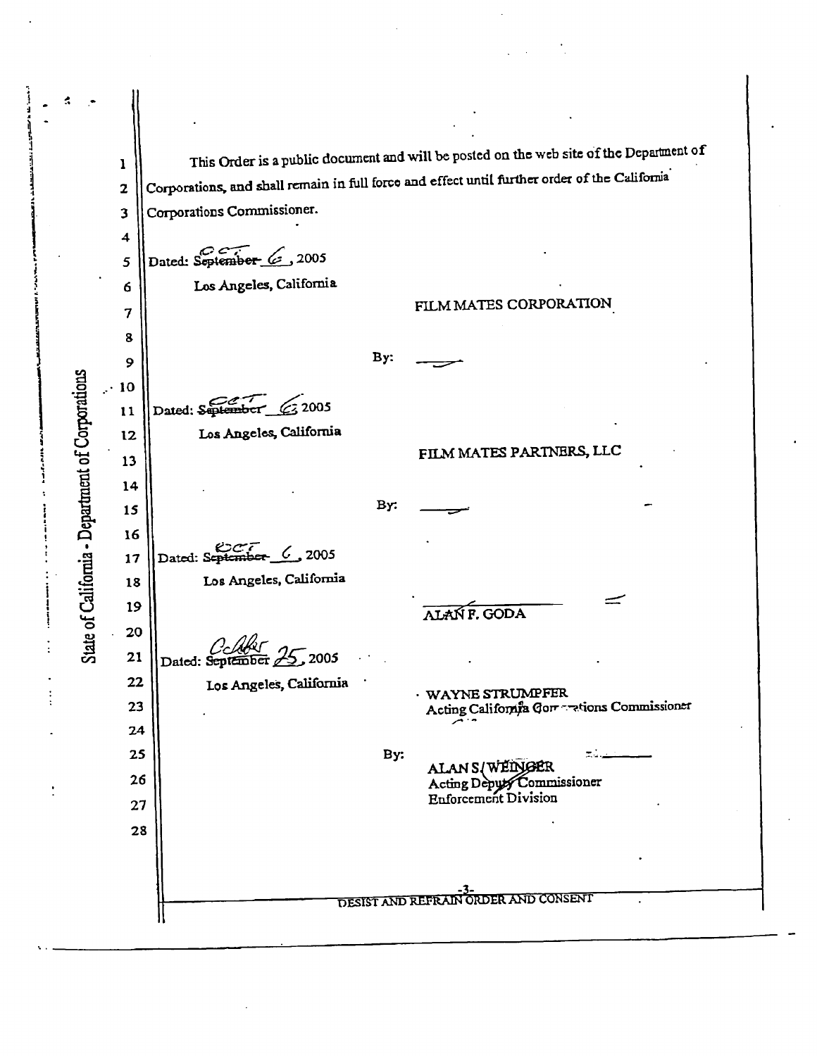This Order is a public document and will be posted on the web site of the Department of Corporations, and shall remain in full force and effect until further order of the California Corporations Commissioner.

Dated: ~~September~~ Oct 6, 2005

Los Angeles, California

FILM MATES CORPORATION

By: ____________________

Dated: ~~September~~ Oct 6, 2005

Los Angeles, California

FILM MATES PARTNERS, LLC

By: ____________________

Dated: ~~September~~ Oct 6, 2005

Los Angeles, California

____________________

ALAN F. GODA

Dated: ~~September~~ October 25, 2005

Los Angeles, California

WAYNE STRUMPFER
Acting California Corporations Commissioner

By: ____________________

ALAN S. WEINGER
Acting Deputy Commissioner
Enforcement Division

DESIST AND REFRAIN ORDER AND CONSENT